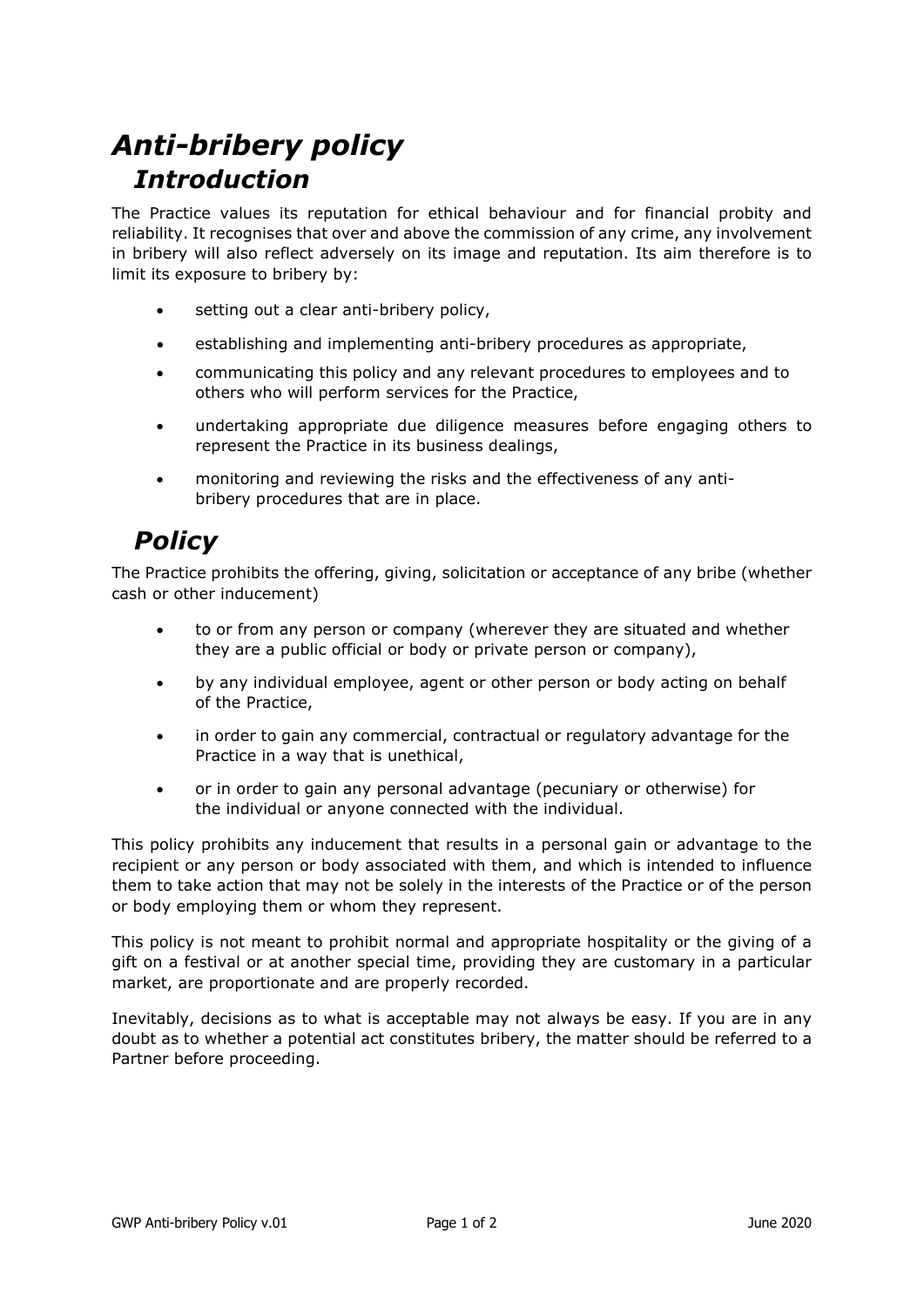# *Anti-bribery policy*

## *Introduction*

The Practice values its reputation for ethical behaviour and for financial probity and reliability. It recognises that over and above the commission of any crime, any involvement in bribery will also reflect adversely on its image and reputation. Its aim therefore is to limit its exposure to bribery by:

- setting out a clear anti-bribery policy,
- establishing and implementing anti-bribery procedures as appropriate,
- communicating this policy and any relevant procedures to employees and to others who will perform services for the Practice,
- undertaking appropriate due diligence measures before engaging others to represent the Practice in its business dealings,
- monitoring and reviewing the risks and the effectiveness of any anti-bribery procedures that are in place.

## *Policy*

The Practice prohibits the offering, giving, solicitation or acceptance of any bribe (whether cash or other inducement)

- to or from any person or company (wherever they are situated and whether they are a public official or body or private person or company),
- by any individual employee, agent or other person or body acting on behalf of the Practice,
- in order to gain any commercial, contractual or regulatory advantage for the Practice in a way that is unethical,
- or in order to gain any personal advantage (pecuniary or otherwise) for the individual or anyone connected with the individual.

This policy prohibits any inducement that results in a personal gain or advantage to the recipient or any person or body associated with them, and which is intended to influence them to take action that may not be solely in the interests of the Practice or of the person or body employing them or whom they represent.

This policy is not meant to prohibit normal and appropriate hospitality or the giving of a gift on a festival or at another special time, providing they are customary in a particular market, are proportionate and are properly recorded.

Inevitably, decisions as to what is acceptable may not always be easy. If you are in any doubt as to whether a potential act constitutes bribery, the matter should be referred to a Partner before proceeding.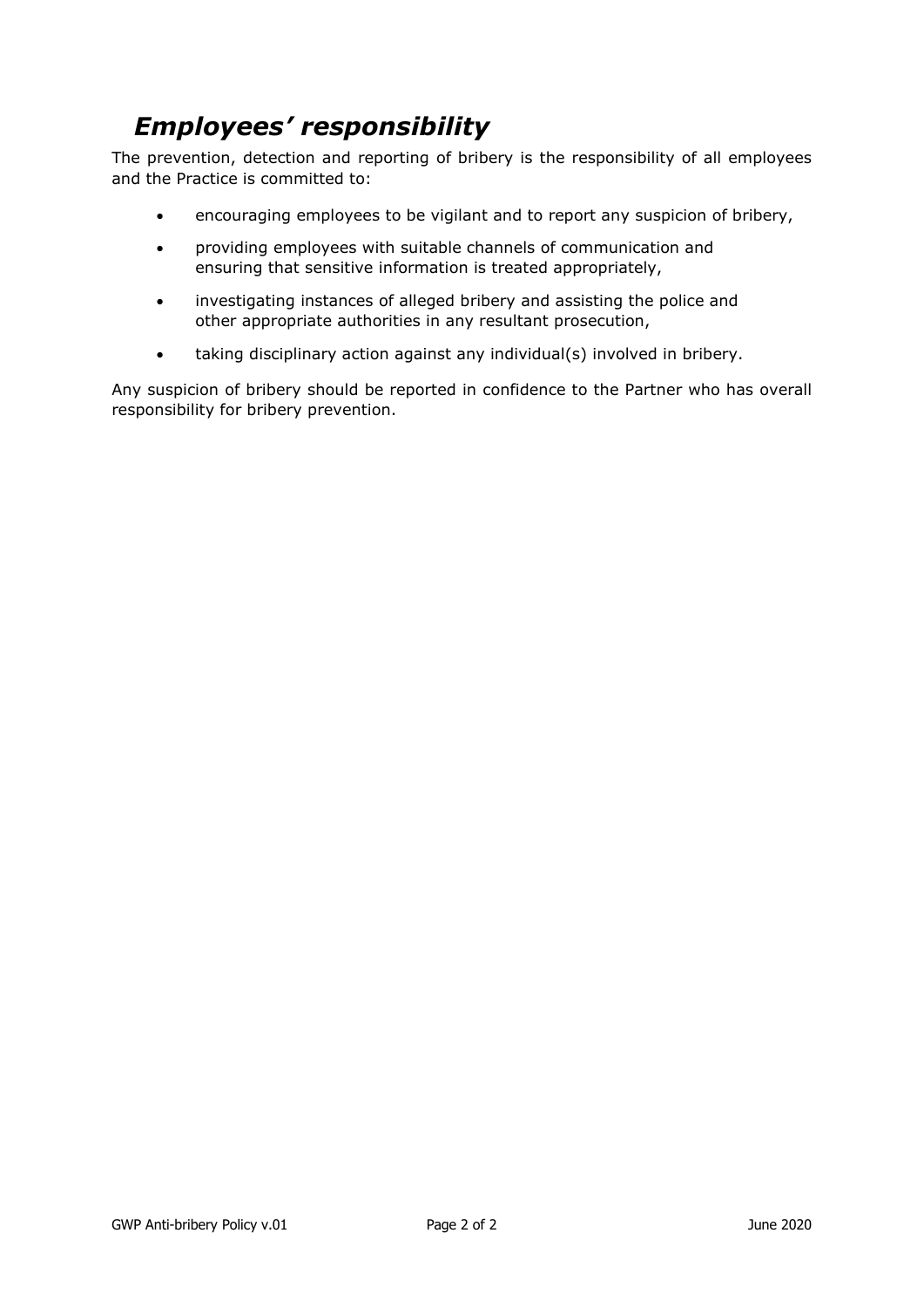## *Employees' responsibility*

The prevention, detection and reporting of bribery is the responsibility of all employees and the Practice is committed to:

- encouraging employees to be vigilant and to report any suspicion of bribery,
- providing employees with suitable channels of communication and ensuring that sensitive information is treated appropriately,
- investigating instances of alleged bribery and assisting the police and other appropriate authorities in any resultant prosecution,
- taking disciplinary action against any individual(s) involved in bribery.

Any suspicion of bribery should be reported in confidence to the Partner who has overall responsibility for bribery prevention.